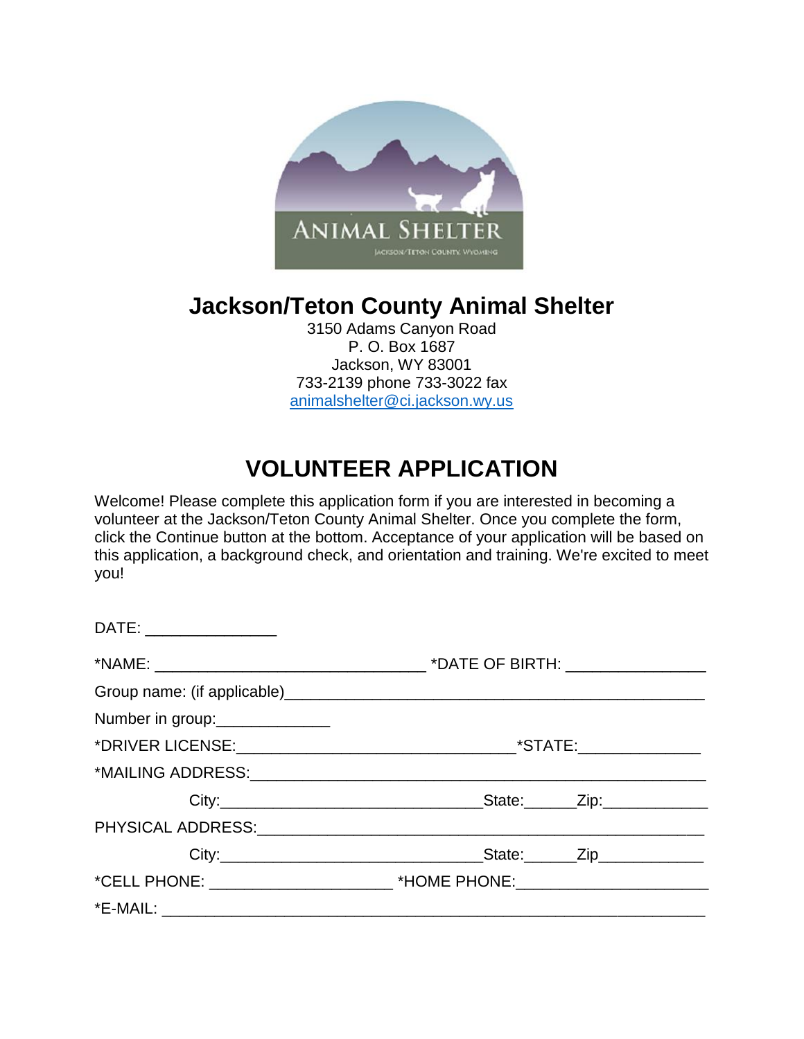# Jackson/Teton County Animal Shelter

3150 Adams Canyon Road
P. O. Box 1687
Jackson, WY 83001
733-2139 phone 733-3022 fax
animalshelter@ci.jackson.wy.us

## VOLUNTEER APPLICATION

Welcome! Please complete this application form if you are interested in becoming a volunteer at the Jackson/Teton County Animal Shelter. Once you complete the form, click the Continue button at the bottom. Acceptance of your application will be based on this application, a background check, and orientation and training. We're excited to meet you!

DATE: _______________

*NAME: _______________________________ *DATE OF BIRTH: ________________

Group name: (if applicable)_______________________________________________

Number in group:_____________

*DRIVER LICENSE:_______________________________*STATE:______________

*MAILING ADDRESS:______________________________________________

City:______________________________State:______Zip:____________

PHYSICAL ADDRESS:______________________________________________

City:______________________________State:______Zip____________

*CELL PHONE: _____________________ *HOME PHONE:______________________

*E-MAIL: ______________________________________________________________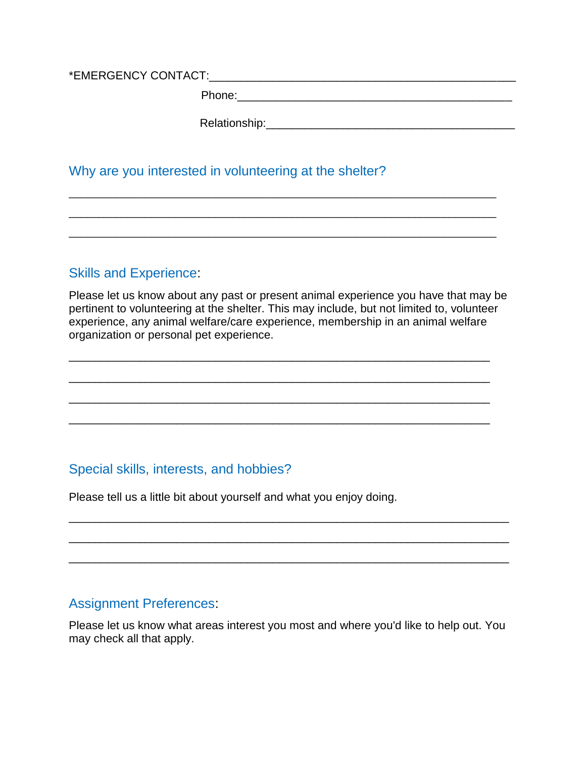*EMERGENCY CONTACT:_______________________________________________

Phone:___________________________________________

Relationship:_______________________________________

## Why are you interested in volunteering at the shelter?

__________________________________________________________________

__________________________________________________________________

__________________________________________________________________

## Skills and Experience:

Please let us know about any past or present animal experience you have that may be pertinent to volunteering at the shelter. This may include, but not limited to, volunteer experience, any animal welfare/care experience, membership in an animal welfare organization or personal pet experience.

_________________________________________________________________

_________________________________________________________________

_________________________________________________________________

_________________________________________________________________

## Special skills, interests, and hobbies?

Please tell us a little bit about yourself and what you enjoy doing.

____________________________________________________________________

____________________________________________________________________

____________________________________________________________________

## Assignment Preferences:

Please let us know what areas interest you most and where you'd like to help out. You may check all that apply.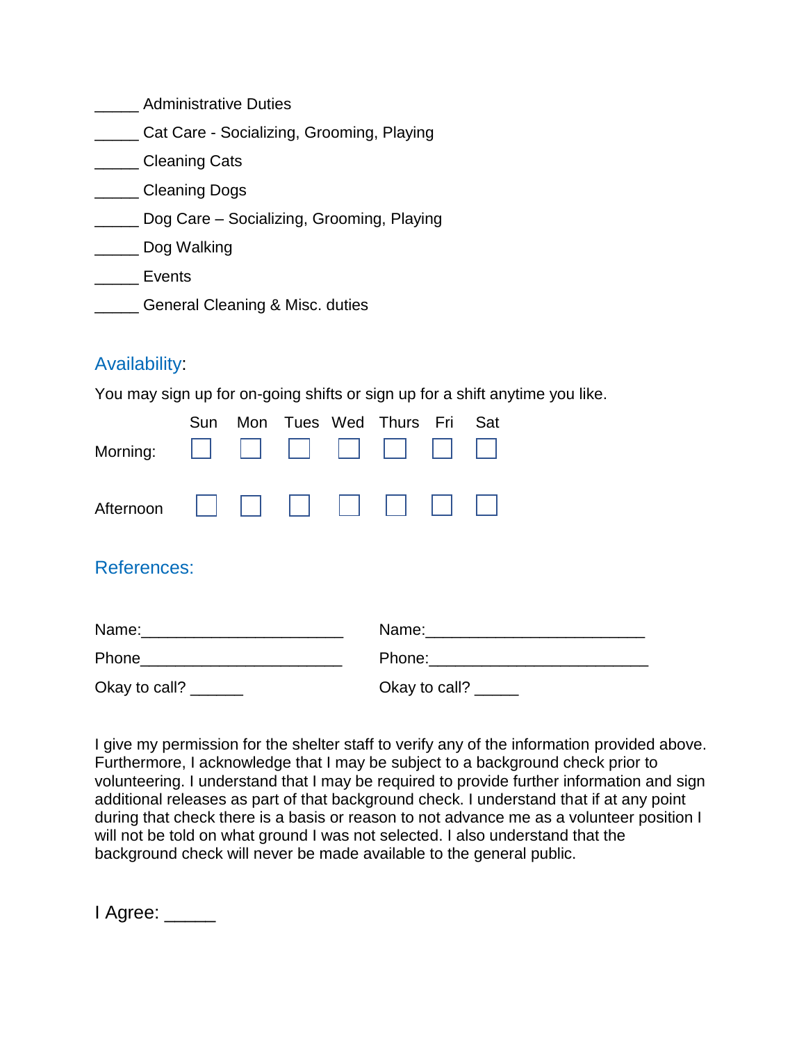_____ Administrative Duties

_____ Cat Care - Socializing, Grooming, Playing

_____ Cleaning Cats

_____ Cleaning Dogs

_____ Dog Care – Socializing, Grooming, Playing

_____ Dog Walking

_____ Events

_____ General Cleaning & Misc. duties

## Availability:

You may sign up for on-going shifts or sign up for a shift anytime you like.

| | Sun | Mon | Tues | Wed | Thurs | Fri | Sat |
|---|---|---|---|---|---|---|---|
| Morning: | ☐ | ☐ | ☐ | ☐ | ☐ | ☐ | ☐ |
| Afternoon | ☐ | ☐ | ☐ | ☐ | ☐ | ☐ | ☐ |

## References:

Name:______________________

Phone______________________

Okay to call? ______

Name:________________________

Phone:________________________

Okay to call? _____

I give my permission for the shelter staff to verify any of the information provided above. Furthermore, I acknowledge that I may be subject to a background check prior to volunteering. I understand that I may be required to provide further information and sign additional releases as part of that background check. I understand that if at any point during that check there is a basis or reason to not advance me as a volunteer position I will not be told on what ground I was not selected. I also understand that the background check will never be made available to the general public.

I Agree: _____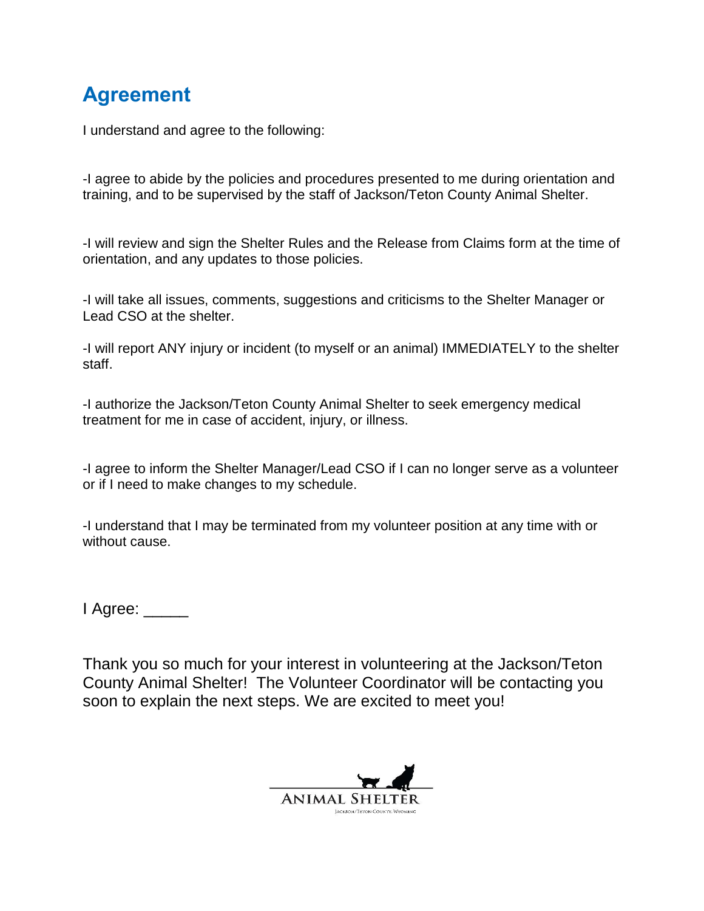## Agreement

I understand and agree to the following:

-I agree to abide by the policies and procedures presented to me during orientation and training, and to be supervised by the staff of Jackson/Teton County Animal Shelter.

-I will review and sign the Shelter Rules and the Release from Claims form at the time of orientation, and any updates to those policies.

-I will take all issues, comments, suggestions and criticisms to the Shelter Manager or Lead CSO at the shelter.

-I will report ANY injury or incident (to myself or an animal) IMMEDIATELY to the shelter staff.

-I authorize the Jackson/Teton County Animal Shelter to seek emergency medical treatment for me in case of accident, injury, or illness.

-I agree to inform the Shelter Manager/Lead CSO if I can no longer serve as a volunteer or if I need to make changes to my schedule.

-I understand that I may be terminated from my volunteer position at any time with or without cause.

I Agree: _____

Thank you so much for your interest in volunteering at the Jackson/Teton County Animal Shelter! The Volunteer Coordinator will be contacting you soon to explain the next steps. We are excited to meet you!

ANIMAL SHELTER
Jackson/Teton County, Wyoming